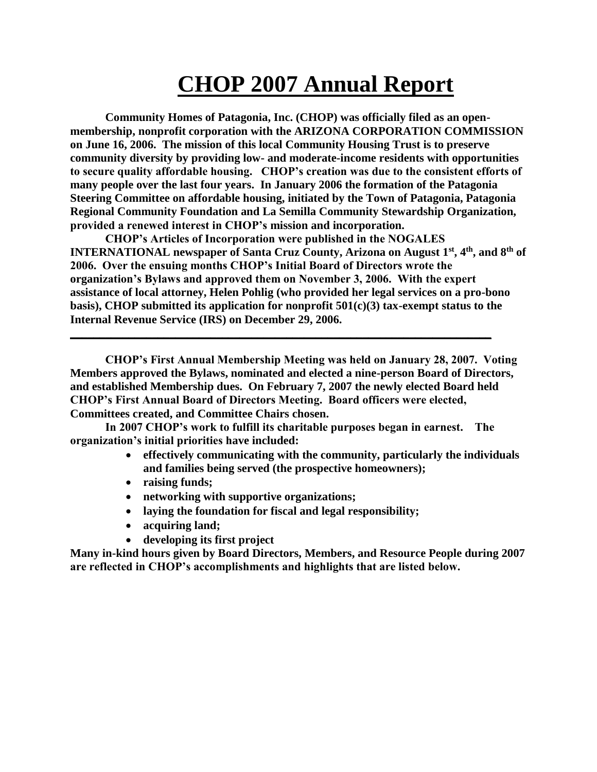# CHOP 2007 Annual Report

**Community Homes of Patagonia, Inc. (CHOP) was officially filed as an open-membership, nonprofit corporation with the ARIZONA CORPORATION COMMISSION on June 16, 2006. The mission of this local Community Housing Trust is to preserve community diversity by providing low- and moderate-income residents with opportunities to secure quality affordable housing. CHOP's creation was due to the consistent efforts of many people over the last four years. In January 2006 the formation of the Patagonia Steering Committee on affordable housing, initiated by the Town of Patagonia, Patagonia Regional Community Foundation and La Semilla Community Stewardship Organization, provided a renewed interest in CHOP's mission and incorporation.**

**CHOP's Articles of Incorporation were published in the NOGALES INTERNATIONAL newspaper of Santa Cruz County, Arizona on August 1st, 4th, and 8th of 2006. Over the ensuing months CHOP's Initial Board of Directors wrote the organization's Bylaws and approved them on November 3, 2006. With the expert assistance of local attorney, Helen Pohlig (who provided her legal services on a pro-bono basis), CHOP submitted its application for nonprofit 501(c)(3) tax-exempt status to the Internal Revenue Service (IRS) on December 29, 2006.**

---

**CHOP's First Annual Membership Meeting was held on January 28, 2007. Voting Members approved the Bylaws, nominated and elected a nine-person Board of Directors, and established Membership dues. On February 7, 2007 the newly elected Board held CHOP's First Annual Board of Directors Meeting. Board officers were elected, Committees created, and Committee Chairs chosen.**

**In 2007 CHOP's work to fulfill its charitable purposes began in earnest. The organization's initial priorities have included:**

- **effectively communicating with the community, particularly the individuals and families being served (the prospective homeowners);**
- **raising funds;**
- **networking with supportive organizations;**
- **laying the foundation for fiscal and legal responsibility;**
- **acquiring land;**
- **developing its first project**

**Many in-kind hours given by Board Directors, Members, and Resource People during 2007 are reflected in CHOP's accomplishments and highlights that are listed below.**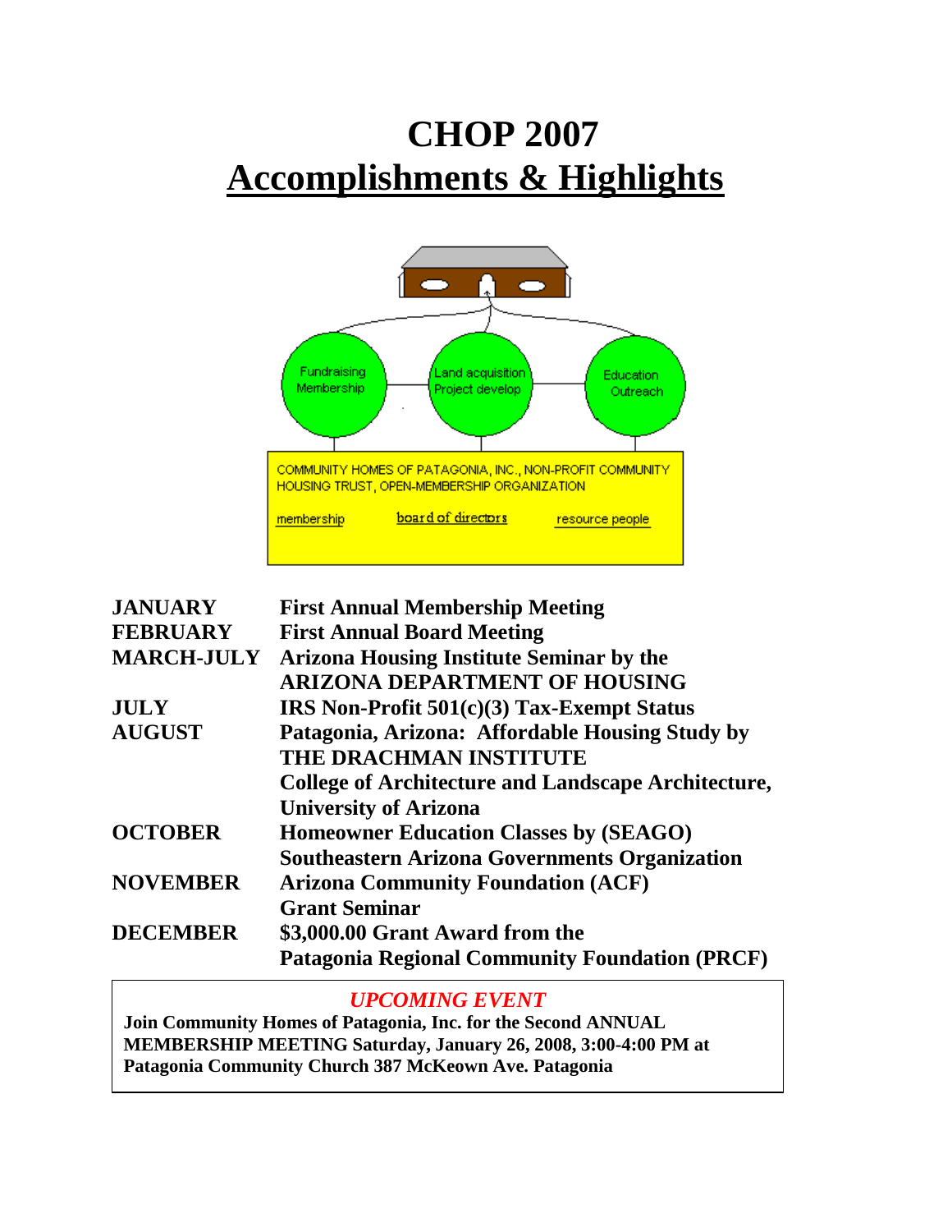# CHOP 2007
# Accomplishments & Highlights

Fundraising Membership

Land acquisition Project develop

Education Outreach

COMMUNITY HOMES OF PATAGONIA, INC., NON-PROFIT COMMUNITY HOUSING TRUST, OPEN-MEMBERSHIP ORGANIZATION

membership | board of directors | resource people

| | |
|---|---|
| **JANUARY** | **First Annual Membership Meeting** |
| **FEBRUARY** | **First Annual Board Meeting** |
| **MARCH-JULY** | **Arizona Housing Institute Seminar by the ARIZONA DEPARTMENT OF HOUSING** |
| **JULY** | **IRS Non-Profit 501(c)(3) Tax-Exempt Status** |
| **AUGUST** | **Patagonia, Arizona: Affordable Housing Study by THE DRACHMAN INSTITUTE College of Architecture and Landscape Architecture, University of Arizona** |
| **OCTOBER** | **Homeowner Education Classes by (SEAGO) Southeastern Arizona Governments Organization** |
| **NOVEMBER** | **Arizona Community Foundation (ACF) Grant Seminar** |
| **DECEMBER** | **\$3,000.00 Grant Award from the Patagonia Regional Community Foundation (PRCF)** |

***UPCOMING EVENT***

**Join Community Homes of Patagonia, Inc. for the Second ANNUAL MEMBERSHIP MEETING Saturday, January 26, 2008, 3:00-4:00 PM at Patagonia Community Church 387 McKeown Ave. Patagonia**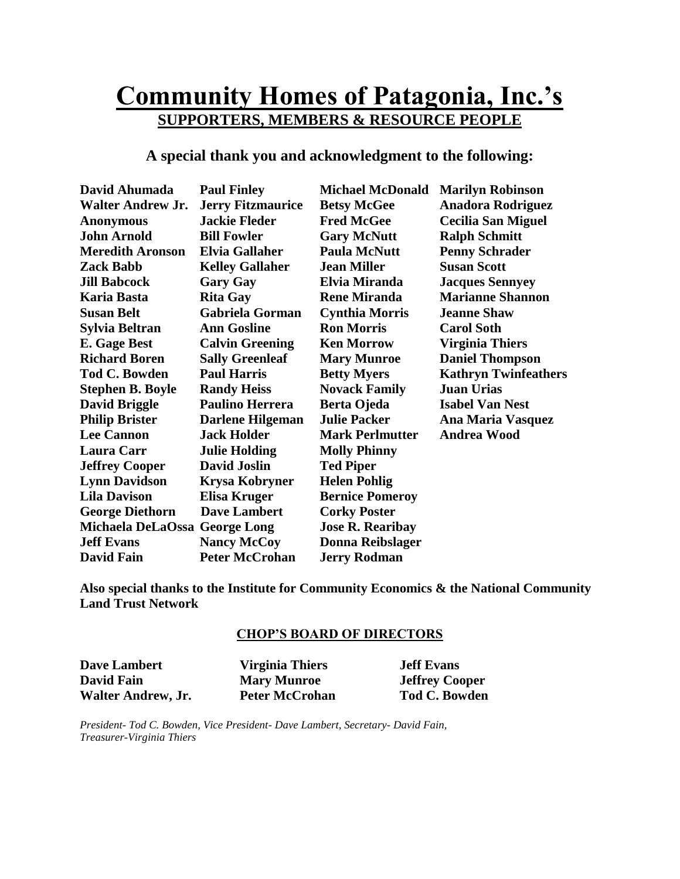# Community Homes of Patagonia, Inc.'s

## SUPPORTERS, MEMBERS & RESOURCE PEOPLE

### A special thank you and acknowledgment to the following:

**David Ahumada**
**Walter Andrew Jr.**
**Anonymous**
**John Arnold**
**Meredith Aronson**
**Zack Babb**
**Jill Babcock**
**Karia Basta**
**Susan Belt**
**Sylvia Beltran**
**E. Gage Best**
**Richard Boren**
**Tod C. Bowden**
**Stephen B. Boyle**
**David Briggle**
**Philip Brister**
**Lee Cannon**
**Laura Carr**
**Jeffrey Cooper**
**Lynn Davidson**
**Lila Davison**
**George Diethorn**
**Michaela DeLaOssa**
**Jeff Evans**
**David Fain**
**Paul Finley**
**Jerry Fitzmaurice**
**Jackie Fleder**
**Bill Fowler**
**Elvia Gallaher**
**Kelley Gallaher**
**Gary Gay**
**Rita Gay**
**Gabriela Gorman**
**Ann Gosline**
**Calvin Greening**
**Sally Greenleaf**
**Paul Harris**
**Randy Heiss**
**Paulino Herrera**
**Darlene Hilgeman**
**Jack Holder**
**Julie Holding**
**David Joslin**
**Krysa Kobryner**
**Elisa Kruger**
**Dave Lambert**
**George Long**
**Nancy McCoy**
**Peter McCrohan**
**Michael McDonald**
**Betsy McGee**
**Fred McGee**
**Gary McNutt**
**Paula McNutt**
**Jean Miller**
**Elvia Miranda**
**Rene Miranda**
**Cynthia Morris**
**Ron Morris**
**Ken Morrow**
**Mary Munroe**
**Betty Myers**
**Novack Family**
**Berta Ojeda**
**Julie Packer**
**Mark Perlmutter**
**Molly Phinny**
**Ted Piper**
**Helen Pohlig**
**Bernice Pomeroy**
**Corky Poster**
**Jose R. Rearibay**
**Donna Reibslager**
**Jerry Rodman**
**Marilyn Robinson**
**Anadora Rodriguez**
**Cecilia San Miguel**
**Ralph Schmitt**
**Penny Schrader**
**Susan Scott**
**Jacques Sennyey**
**Marianne Shannon**
**Jeanne Shaw**
**Carol Soth**
**Virginia Thiers**
**Daniel Thompson**
**Kathryn Twinfeathers**
**Juan Urias**
**Isabel Van Nest**
**Ana Maria Vasquez**
**Andrea Wood**

**Also special thanks to the Institute for Community Economics & the National Community Land Trust Network**

### CHOP'S BOARD OF DIRECTORS

**Dave Lambert**
**David Fain**
**Walter Andrew, Jr.**
**Virginia Thiers**
**Mary Munroe**
**Peter McCrohan**
**Jeff Evans**
**Jeffrey Cooper**
**Tod C. Bowden**

*President- Tod C. Bowden, Vice President- Dave Lambert, Secretary- David Fain, Treasurer-Virginia Thiers*